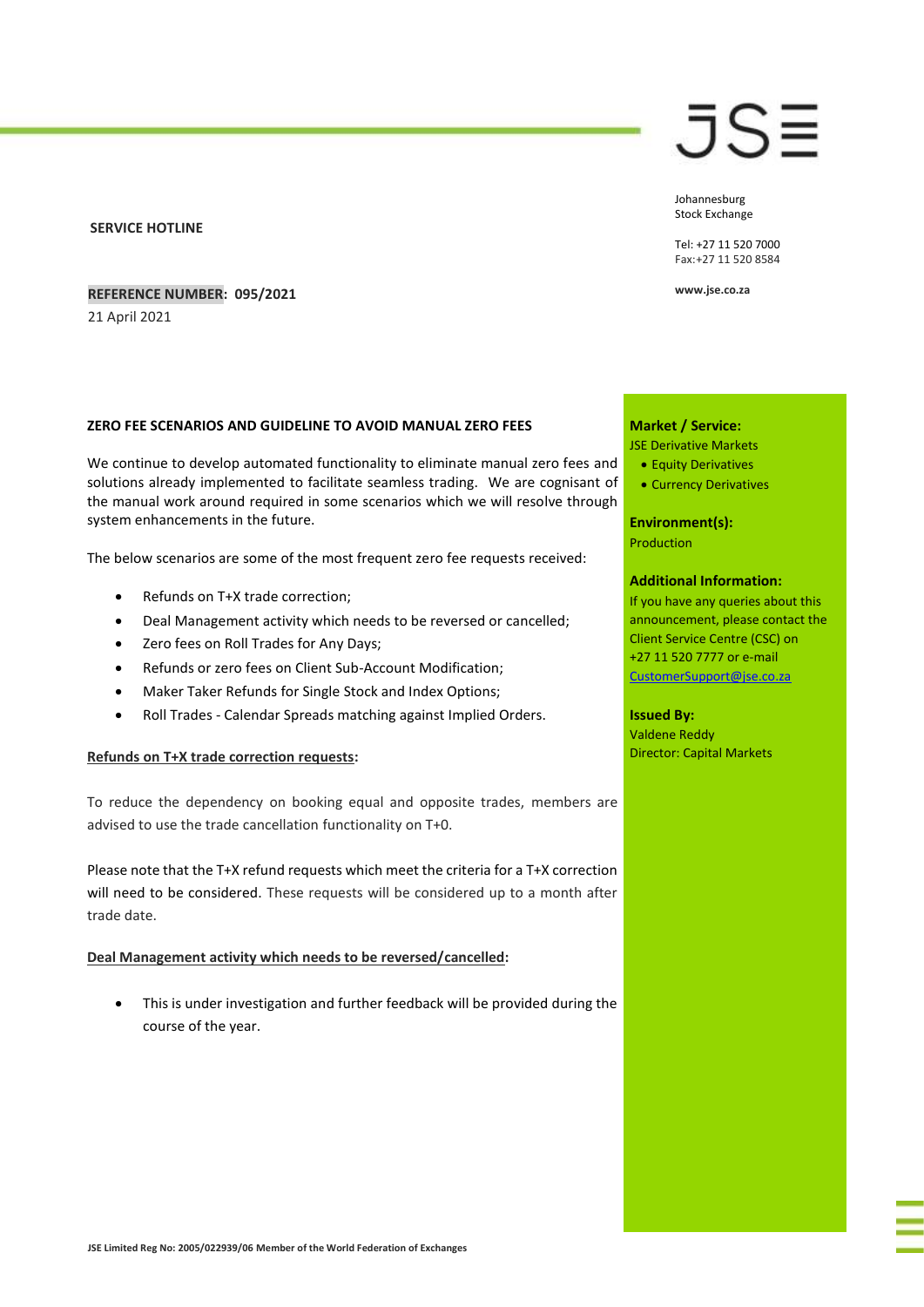JSE

Johannesburg
Stock Exchange

Tel: +27 11 520 7000
Fax: +27 11 520 8584

www.jse.co.za

**SERVICE HOTLINE**

**REFERENCE NUMBER: 095/2021**

21 April 2021

**Market / Service:**
JSE Derivative Markets
- Equity Derivatives
- Currency Derivatives

**Environment(s):**
Production

**Additional Information:**
If you have any queries about this announcement, please contact the Client Service Centre (CSC) on +27 11 520 7777 or e-mail CustomerSupport@jse.co.za

**Issued By:**
Valdene Reddy
Director: Capital Markets

**ZERO FEE SCENARIOS AND GUIDELINE TO AVOID MANUAL ZERO FEES**

We continue to develop automated functionality to eliminate manual zero fees and solutions already implemented to facilitate seamless trading. We are cognisant of the manual work around required in some scenarios which we will resolve through system enhancements in the future.

The below scenarios are some of the most frequent zero fee requests received:

- Refunds on T+X trade correction;
- Deal Management activity which needs to be reversed or cancelled;
- Zero fees on Roll Trades for Any Days;
- Refunds or zero fees on Client Sub-Account Modification;
- Maker Taker Refunds for Single Stock and Index Options;
- Roll Trades - Calendar Spreads matching against Implied Orders.

**Refunds on T+X trade correction requests:**

To reduce the dependency on booking equal and opposite trades, members are advised to use the trade cancellation functionality on T+0.

Please note that the T+X refund requests which meet the criteria for a T+X correction will need to be considered. These requests will be considered up to a month after trade date.

**Deal Management activity which needs to be reversed/cancelled:**

- This is under investigation and further feedback will be provided during the course of the year.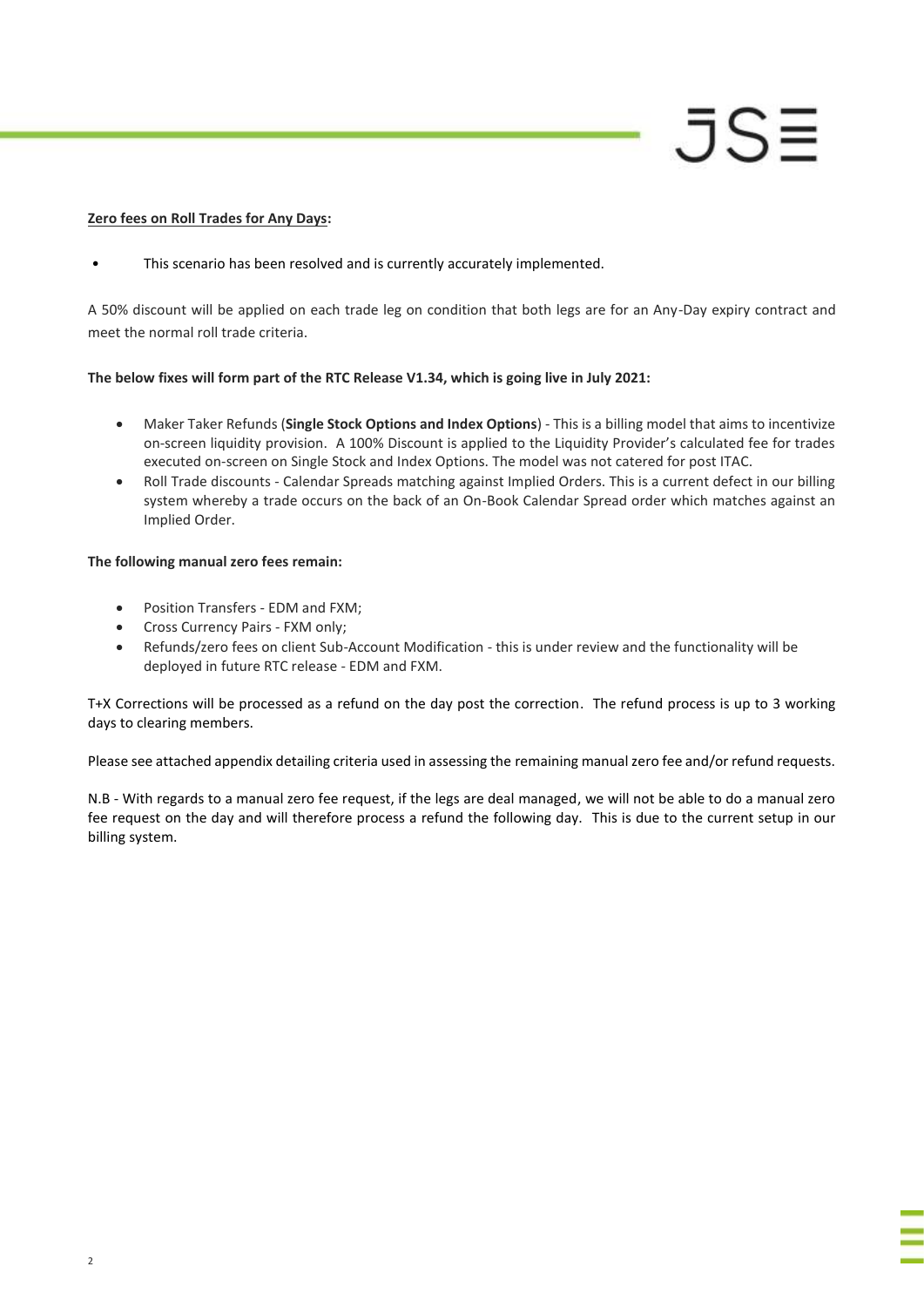**Zero fees on Roll Trades for Any Days:**

- This scenario has been resolved and is currently accurately implemented.

A 50% discount will be applied on each trade leg on condition that both legs are for an Any-Day expiry contract and meet the normal roll trade criteria.

**The below fixes will form part of the RTC Release V1.34, which is going live in July 2021:**

- Maker Taker Refunds (**Single Stock Options and Index Options**) - This is a billing model that aims to incentivize on-screen liquidity provision. A 100% Discount is applied to the Liquidity Provider's calculated fee for trades executed on-screen on Single Stock and Index Options. The model was not catered for post ITAC.
- Roll Trade discounts - Calendar Spreads matching against Implied Orders. This is a current defect in our billing system whereby a trade occurs on the back of an On-Book Calendar Spread order which matches against an Implied Order.

**The following manual zero fees remain:**

- Position Transfers - EDM and FXM;
- Cross Currency Pairs - FXM only;
- Refunds/zero fees on client Sub-Account Modification - this is under review and the functionality will be deployed in future RTC release - EDM and FXM.

T+X Corrections will be processed as a refund on the day post the correction. The refund process is up to 3 working days to clearing members.

Please see attached appendix detailing criteria used in assessing the remaining manual zero fee and/or refund requests.

N.B - With regards to a manual zero fee request, if the legs are deal managed, we will not be able to do a manual zero fee request on the day and will therefore process a refund the following day. This is due to the current setup in our billing system.